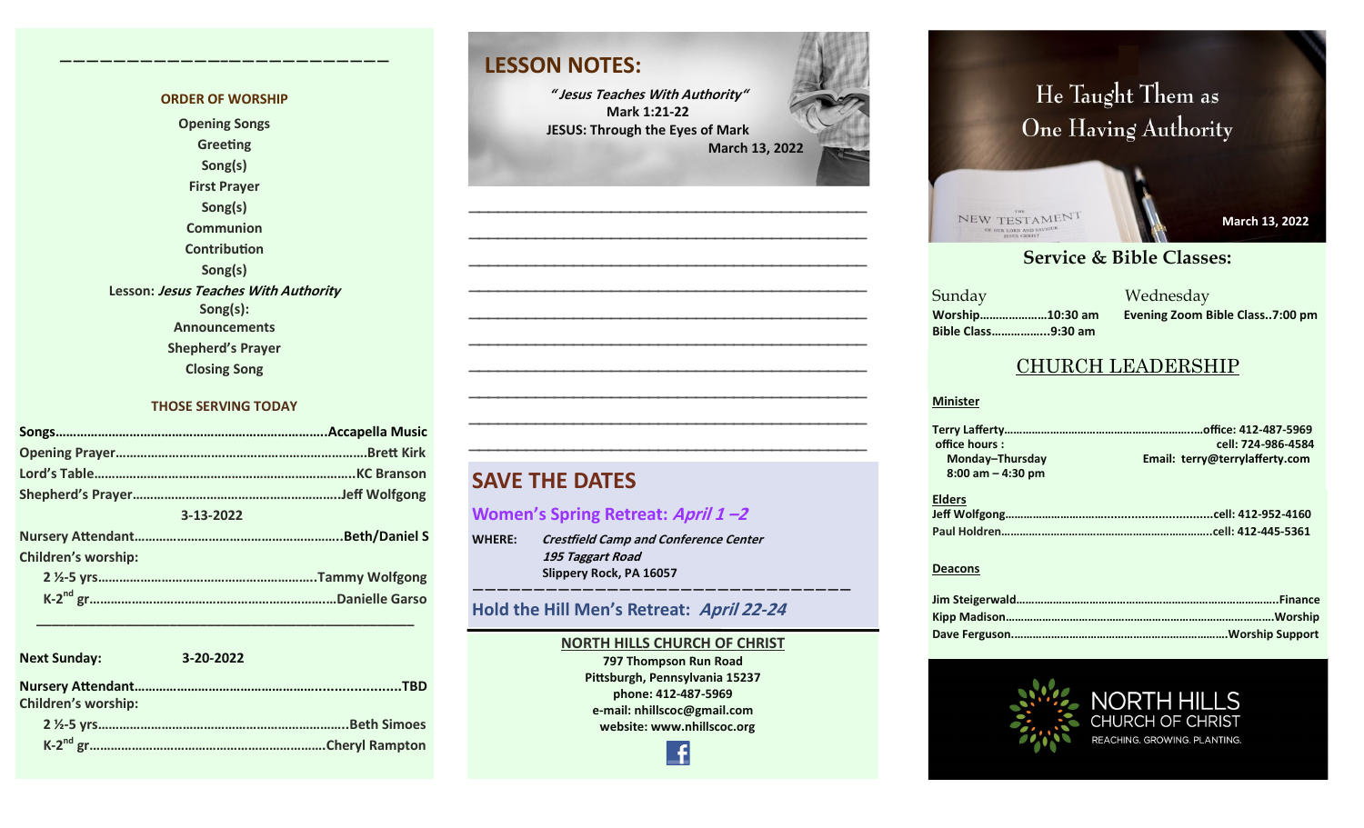## ORDER OF WORSHIP

Opening Songs
Greeting
Song(s)
First Prayer
Song(s)
Communion
Contribution
Song(s)
Lesson: *Jesus Teaches With Authority*
Song(s):
Announcements
Shepherd's Prayer
Closing Song

## THOSE SERVING TODAY

**Songs**.....................................................................**Accapella Music**
**Opening Prayer**.......................................................Brett Kirk
**Lord's Table**...............................................................KC Branson
**Shepherd's Prayer**..................................................Jeff Wolfgong

**3-13-2022**

**Nursery Attendant**....................................................Beth/Daniel S
**Children's worship:**
- 2 ½-5 yrs..............................................................Tammy Wolfgong
- K-2nd gr.................................................................Danielle Garso

**Next Sunday: 3-20-2022**

**Nursery Attendant**.....................................................TBD
**Children's worship:**
- 2 ½-5 yrs..............................................................Beth Simoes
- K-2nd gr.................................................................Cheryl Rampton

## LESSON NOTES:

*"Jesus Teaches With Authority"*
**Mark 1:21-22**
**JESUS: Through the Eyes of Mark**
**March 13, 2022**

______________________________________________
______________________________________________
______________________________________________
______________________________________________
______________________________________________
______________________________________________
______________________________________________
______________________________________________
______________________________________________
______________________________________________

## SAVE THE DATES

### Women's Spring Retreat: *April 1 –2*

**WHERE:** *Crestfield Camp and Conference Center*
*195 Taggart Road*
Slippery Rock, PA 16057

### Hold the Hill Men's Retreat: *April 22-24*

**NORTH HILLS CHURCH OF CHRIST**
797 Thompson Run Road
Pittsburgh, Pennsylvania 15237
phone: 412-487-5969
e-mail: nhillscoc@gmail.com
website: www.nhillscoc.org

# He Taught Them as One Having Authority

March 13, 2022

## Service & Bible Classes:

**Sunday**
Worship......................10:30 am
Bible Class..................9:30 am

**Wednesday**
Evening Zoom Bible Class..7:00 pm

## CHURCH LEADERSHIP

**Minister**

Terry Lafferty.................................................office: 412-487-5969
office hours : cell: 724-986-4584
Monday–Thursday
8:00 am – 4:30 pm
Email: terry@terrylafferty.com

**Elders**

Jeff Wolfgong.................................................cell: 412-952-4160
Paul Holdren...................................................cell: 412-445-5361

**Deacons**

Jim Steigerwald...............................................Finance
Kipp Madison..................................................Worship
Dave Ferguson.................................................Worship Support

NORTH HILLS CHURCH OF CHRIST
REACHING. GROWING. PLANTING.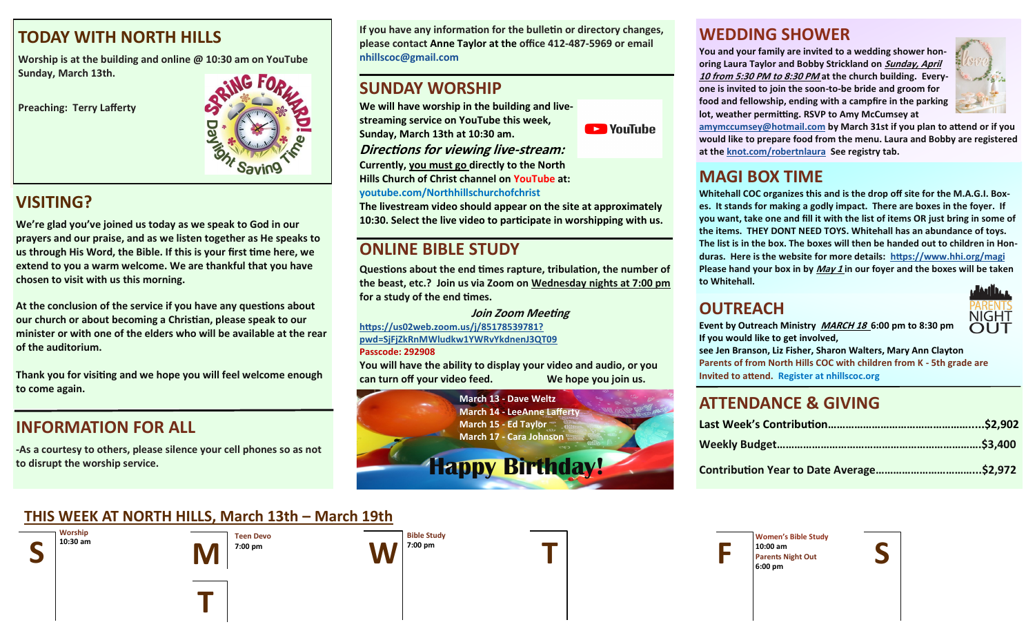## TODAY WITH NORTH HILLS

**Worship is at the building and online @ 10:30 am on YouTube Sunday, March 13th.**

**Preaching: Terry Lafferty**

SPRING FORWARD! Daylight Saving Time

## VISITING?

**We're glad you've joined us today as we speak to God in our prayers and our praise, and as we listen together as He speaks to us through His Word, the Bible. If this is your first time here, we extend to you a warm welcome. We are thankful that you have chosen to visit with us this morning.**

**At the conclusion of the service if you have any questions about our church or about becoming a Christian, please speak to our minister or with one of the elders who will be available at the rear of the auditorium.**

**Thank you for visiting and we hope you will feel welcome enough to come again.**

## INFORMATION FOR ALL

**-As a courtesy to others, please silence your cell phones so as not to disrupt the worship service.**

**If you have any information for the bulletin or directory changes, please contact Anne Taylor at the office 412-487-5969 or email nhillscoc@gmail.com**

## SUNDAY WORSHIP

**We will have worship in the building and live-streaming service on YouTube this week, Sunday, March 13th at 10:30 am.**

***Directions for viewing live-stream:***

**Currently, you must go directly to the North Hills Church of Christ channel on YouTube at: youtube.com/Northhillschurchofchrist**

**The livestream video should appear on the site at approximately 10:30. Select the live video to participate in worshipping with us.**

## ONLINE BIBLE STUDY

**Questions about the end times rapture, tribulation, the number of the beast, etc.? Join us via Zoom on Wednesday nights at 7:00 pm for a study of the end times.**

***Join Zoom Meeting***

https://us02web.zoom.us/j/85178539781?pwd=SjFjZkRnMWludkw1YWRvYkdnenJ3QT09

**Passcode: 292908**

**You will have the ability to display your video and audio, or you can turn off your video feed. We hope you join us.**

**Happy Birthday!**

- March 13 - Dave Weltz
- March 14 - LeeAnne Lafferty
- March 15 - Ed Taylor
- March 17 - Cara Johnson

## WEDDING SHOWER

**You and your family are invited to a wedding shower honoring Laura Taylor and Bobby Strickland on *Sunday, April 10 from 5:30 PM to 8:30 PM* at the church building. Everyone is invited to join the soon-to-be bride and groom for food and fellowship, ending with a campfire in the parking lot, weather permitting. RSVP to Amy McCumsey at amymccumsey@hotmail.com by March 31st if you plan to attend or if you would like to prepare food from the menu. Laura and Bobby are registered at the knot.com/robertnlaura See registry tab.**

## MAGI BOX TIME

**Whitehall COC organizes this and is the drop off site for the M.A.G.I. Boxes. It stands for making a godly impact. There are boxes in the foyer. If you want, take one and fill it with the list of items OR just bring in some of the items. THEY DONT NEED TOYS. Whitehall has an abundance of toys. The list is in the box. The boxes will then be handed out to children in Honduras. Here is the website for more details: https://www.hhi.org/magi Please hand your box in by *May 1* in our foyer and the boxes will be taken to Whitehall.**

## OUTREACH

**Event by Outreach Ministry *MARCH 18* 6:00 pm to 8:30 pm**
**If you would like to get involved,**
**see Jen Branson, Liz Fisher, Sharon Walters, Mary Ann Clayton**
**Parents of from North Hills COC with children from K - 5th grade are Invited to attend. Register at nhillscoc.org**

PARENTS NIGHT OUT

## ATTENDANCE & GIVING

| | |
|---|---|
| **Last Week's Contribution** | **$2,902** |
| **Weekly Budget** | **$3,400** |
| **Contribution Year to Date Average** | **$2,972** |

## THIS WEEK AT NORTH HILLS, March 13th – March 19th

- **S** — Worship 10:30 am
- **M** — Teen Devo 7:00 pm
- **T**
- **W** — Bible Study 7:00 pm
- **T**
- **F** — Women's Bible Study 10:00 am; Parents Night Out 6:00 pm
- **S**